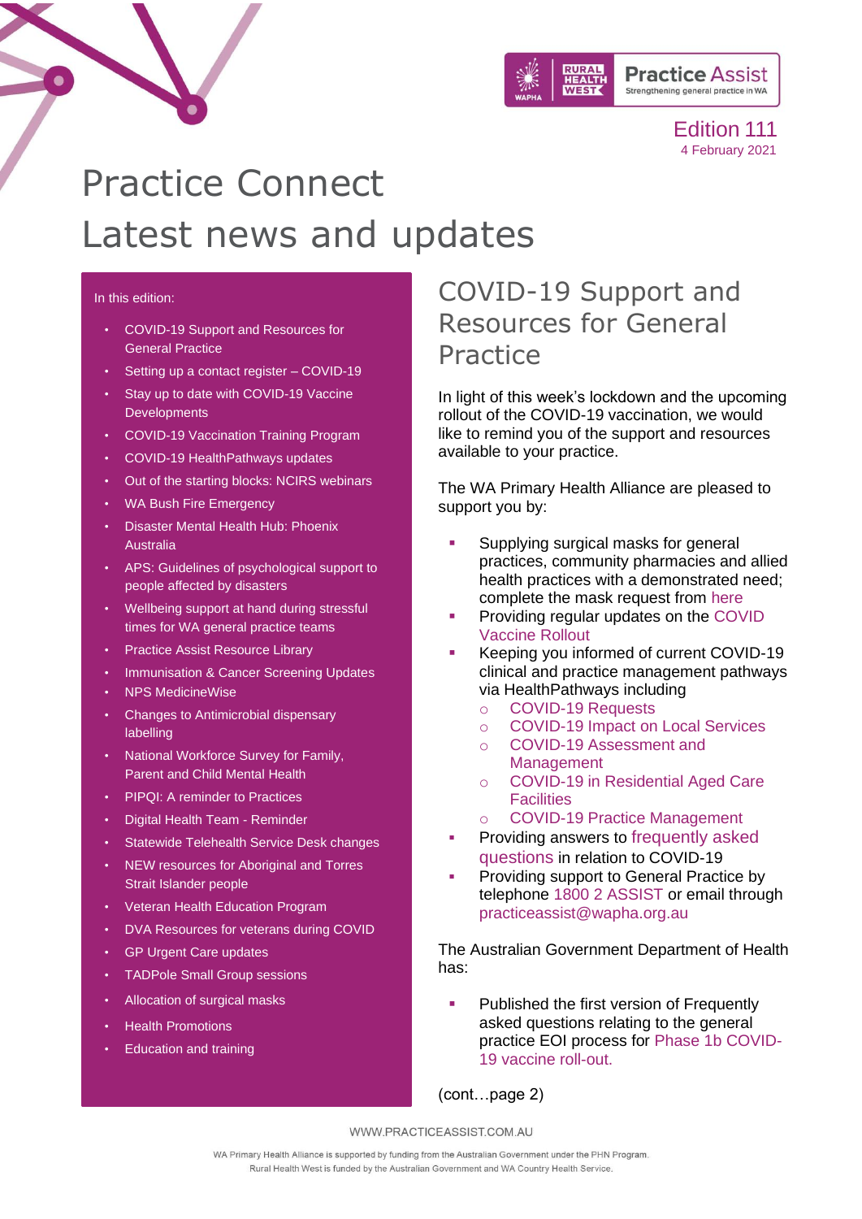Edition 111
4 February 2021

# Practice Connect
# Latest news and updates

In this edition:

- COVID-19 Support and Resources for General Practice
- Setting up a contact register – COVID-19
- Stay up to date with COVID-19 Vaccine Developments
- COVID-19 Vaccination Training Program
- COVID-19 HealthPathways updates
- Out of the starting blocks: NCIRS webinars
- WA Bush Fire Emergency
- Disaster Mental Health Hub: Phoenix Australia
- APS: Guidelines of psychological support to people affected by disasters
- Wellbeing support at hand during stressful times for WA general practice teams
- Practice Assist Resource Library
- Immunisation & Cancer Screening Updates
- NPS MedicineWise
- Changes to Antimicrobial dispensary labelling
- National Workforce Survey for Family, Parent and Child Mental Health
- PIPQI: A reminder to Practices
- Digital Health Team - Reminder
- Statewide Telehealth Service Desk changes
- NEW resources for Aboriginal and Torres Strait Islander people
- Veteran Health Education Program
- DVA Resources for veterans during COVID
- GP Urgent Care updates
- TADPole Small Group sessions
- Allocation of surgical masks
- Health Promotions
- Education and training

## COVID-19 Support and Resources for General Practice

In light of this week's lockdown and the upcoming rollout of the COVID-19 vaccination, we would like to remind you of the support and resources available to your practice.

The WA Primary Health Alliance are pleased to support you by:

- Supplying surgical masks for general practices, community pharmacies and allied health practices with a demonstrated need; complete the mask request from here
- Providing regular updates on the COVID Vaccine Rollout
- Keeping you informed of current COVID-19 clinical and practice management pathways via HealthPathways including
  - COVID-19 Requests
  - COVID-19 Impact on Local Services
  - COVID-19 Assessment and Management
  - COVID-19 in Residential Aged Care Facilities
  - COVID-19 Practice Management
- Providing answers to frequently asked questions in relation to COVID-19
- Providing support to General Practice by telephone 1800 2 ASSIST or email through practiceassist@wapha.org.au

The Australian Government Department of Health has:

- Published the first version of Frequently asked questions relating to the general practice EOI process for Phase 1b COVID-19 vaccine roll-out.

(cont…page 2)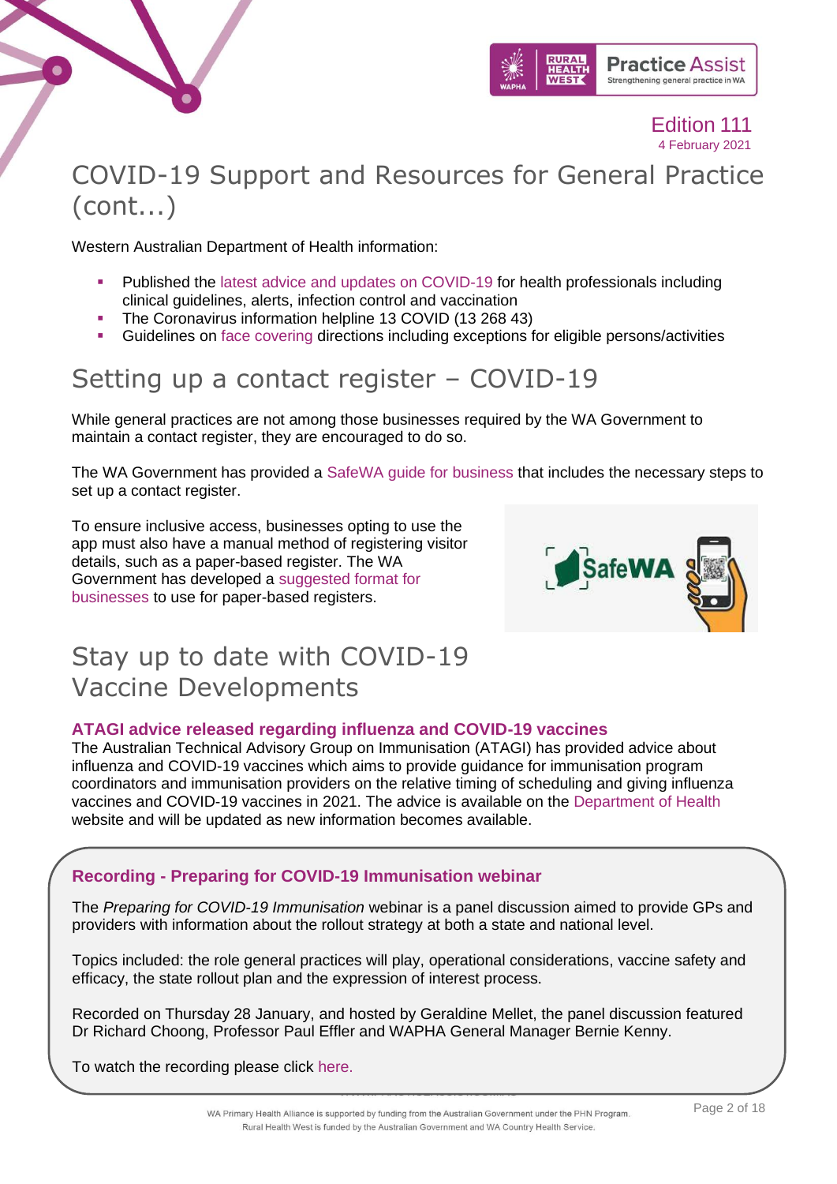# COVID-19 Support and Resources for General Practice (cont...)

Western Australian Department of Health information:

- Published the latest advice and updates on COVID-19 for health professionals including clinical guidelines, alerts, infection control and vaccination
- The Coronavirus information helpline 13 COVID (13 268 43)
- Guidelines on face covering directions including exceptions for eligible persons/activities

# Setting up a contact register – COVID-19

While general practices are not among those businesses required by the WA Government to maintain a contact register, they are encouraged to do so.

The WA Government has provided a SafeWA guide for business that includes the necessary steps to set up a contact register.

To ensure inclusive access, businesses opting to use the app must also have a manual method of registering visitor details, such as a paper-based register. The WA Government has developed a suggested format for businesses to use for paper-based registers.

# Stay up to date with COVID-19 Vaccine Developments

### ATAGI advice released regarding influenza and COVID-19 vaccines

The Australian Technical Advisory Group on Immunisation (ATAGI) has provided advice about influenza and COVID-19 vaccines which aims to provide guidance for immunisation program coordinators and immunisation providers on the relative timing of scheduling and giving influenza vaccines and COVID-19 vaccines in 2021. The advice is available on the Department of Health website and will be updated as new information becomes available.

### Recording - Preparing for COVID-19 Immunisation webinar

The *Preparing for COVID-19 Immunisation* webinar is a panel discussion aimed to provide GPs and providers with information about the rollout strategy at both a state and national level.

Topics included: the role general practices will play, operational considerations, vaccine safety and efficacy, the state rollout plan and the expression of interest process.

Recorded on Thursday 28 January, and hosted by Geraldine Mellet, the panel discussion featured Dr Richard Choong, Professor Paul Effler and WAPHA General Manager Bernie Kenny.

To watch the recording please click here.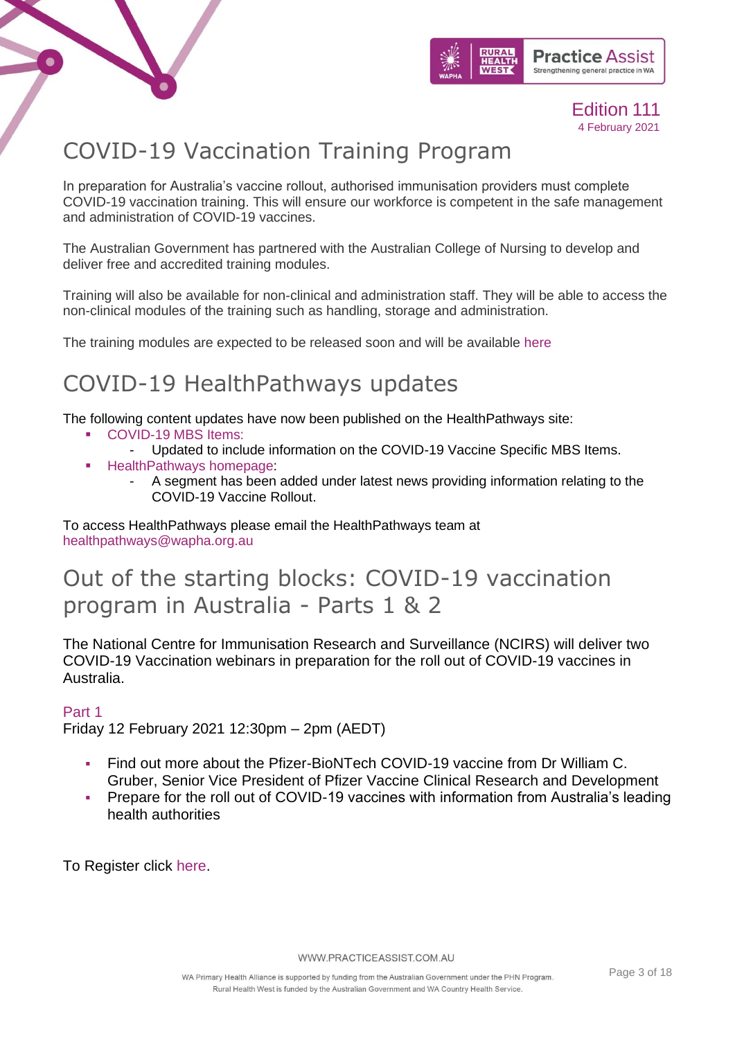# COVID-19 Vaccination Training Program

In preparation for Australia's vaccine rollout, authorised immunisation providers must complete COVID-19 vaccination training. This will ensure our workforce is competent in the safe management and administration of COVID-19 vaccines.

The Australian Government has partnered with the Australian College of Nursing to develop and deliver free and accredited training modules.

Training will also be available for non-clinical and administration staff. They will be able to access the non-clinical modules of the training such as handling, storage and administration.

The training modules are expected to be released soon and will be available here

# COVID-19 HealthPathways updates

The following content updates have now been published on the HealthPathways site:

- COVID-19 MBS Items:
  - Updated to include information on the COVID-19 Vaccine Specific MBS Items.
- HealthPathways homepage:
  - A segment has been added under latest news providing information relating to the COVID-19 Vaccine Rollout.

To access HealthPathways please email the HealthPathways team at healthpathways@wapha.org.au

# Out of the starting blocks: COVID-19 vaccination program in Australia - Parts 1 & 2

The National Centre for Immunisation Research and Surveillance (NCIRS) will deliver two COVID-19 Vaccination webinars in preparation for the roll out of COVID-19 vaccines in Australia.

Part 1
Friday 12 February 2021 12:30pm – 2pm (AEDT)

- Find out more about the Pfizer-BioNTech COVID-19 vaccine from Dr William C. Gruber, Senior Vice President of Pfizer Vaccine Clinical Research and Development
- Prepare for the roll out of COVID-19 vaccines with information from Australia's leading health authorities

To Register click here.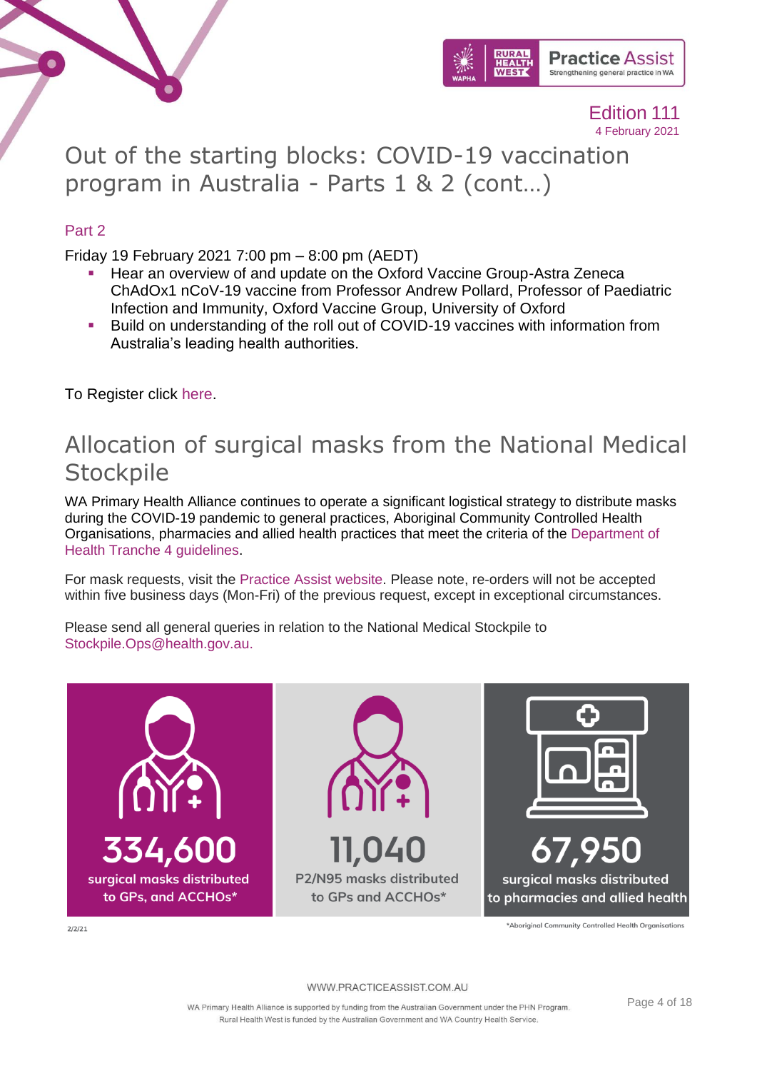# Out of the starting blocks: COVID-19 vaccination program in Australia - Parts 1 & 2 (cont…)

## Part 2

Friday 19 February 2021 7:00 pm – 8:00 pm (AEDT)

- Hear an overview of and update on the Oxford Vaccine Group-Astra Zeneca ChAdOx1 nCoV-19 vaccine from Professor Andrew Pollard, Professor of Paediatric Infection and Immunity, Oxford Vaccine Group, University of Oxford
- Build on understanding of the roll out of COVID-19 vaccines with information from Australia's leading health authorities.

To Register click here.

# Allocation of surgical masks from the National Medical Stockpile

WA Primary Health Alliance continues to operate a significant logistical strategy to distribute masks during the COVID-19 pandemic to general practices, Aboriginal Community Controlled Health Organisations, pharmacies and allied health practices that meet the criteria of the Department of Health Tranche 4 guidelines.

For mask requests, visit the Practice Assist website. Please note, re-orders will not be accepted within five business days (Mon-Fri) of the previous request, except in exceptional circumstances.

Please send all general queries in relation to the National Medical Stockpile to Stockpile.Ops@health.gov.au.

**334,600** surgical masks distributed to GPs, and ACCHOs*

**11,040** P2/N95 masks distributed to GPs and ACCHOs*

**67,950** surgical masks distributed to pharmacies and allied health

2/2/21

*Aboriginal Community Controlled Health Organisations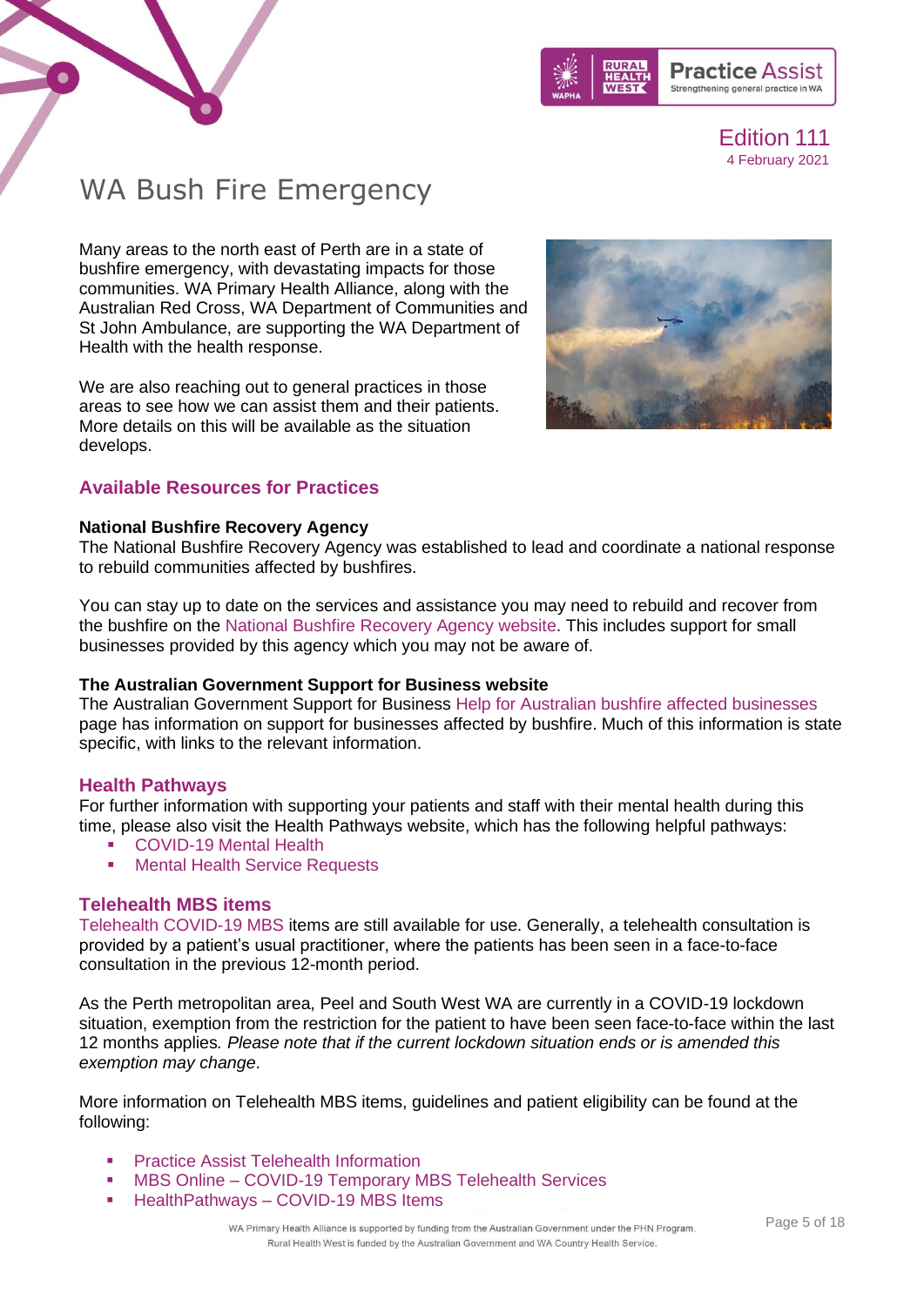# WA Bush Fire Emergency

Many areas to the north east of Perth are in a state of bushfire emergency, with devastating impacts for those communities. WA Primary Health Alliance, along with the Australian Red Cross, WA Department of Communities and St John Ambulance, are supporting the WA Department of Health with the health response.

We are also reaching out to general practices in those areas to see how we can assist them and their patients. More details on this will be available as the situation develops.

## Available Resources for Practices

**National Bushfire Recovery Agency**
The National Bushfire Recovery Agency was established to lead and coordinate a national response to rebuild communities affected by bushfires.

You can stay up to date on the services and assistance you may need to rebuild and recover from the bushfire on the National Bushfire Recovery Agency website. This includes support for small businesses provided by this agency which you may not be aware of.

**The Australian Government Support for Business website**
The Australian Government Support for Business Help for Australian bushfire affected businesses page has information on support for businesses affected by bushfire. Much of this information is state specific, with links to the relevant information.

## Health Pathways

For further information with supporting your patients and staff with their mental health during this time, please also visit the Health Pathways website, which has the following helpful pathways:

- COVID-19 Mental Health
- Mental Health Service Requests

## Telehealth MBS items

Telehealth COVID-19 MBS items are still available for use. Generally, a telehealth consultation is provided by a patient's usual practitioner, where the patients has been seen in a face-to-face consultation in the previous 12-month period.

As the Perth metropolitan area, Peel and South West WA are currently in a COVID-19 lockdown situation, exemption from the restriction for the patient to have been seen face-to-face within the last 12 months applies. *Please note that if the current lockdown situation ends or is amended this exemption may change*.

More information on Telehealth MBS items, guidelines and patient eligibility can be found at the following:

- Practice Assist Telehealth Information
- MBS Online – COVID-19 Temporary MBS Telehealth Services
- HealthPathways – COVID-19 MBS Items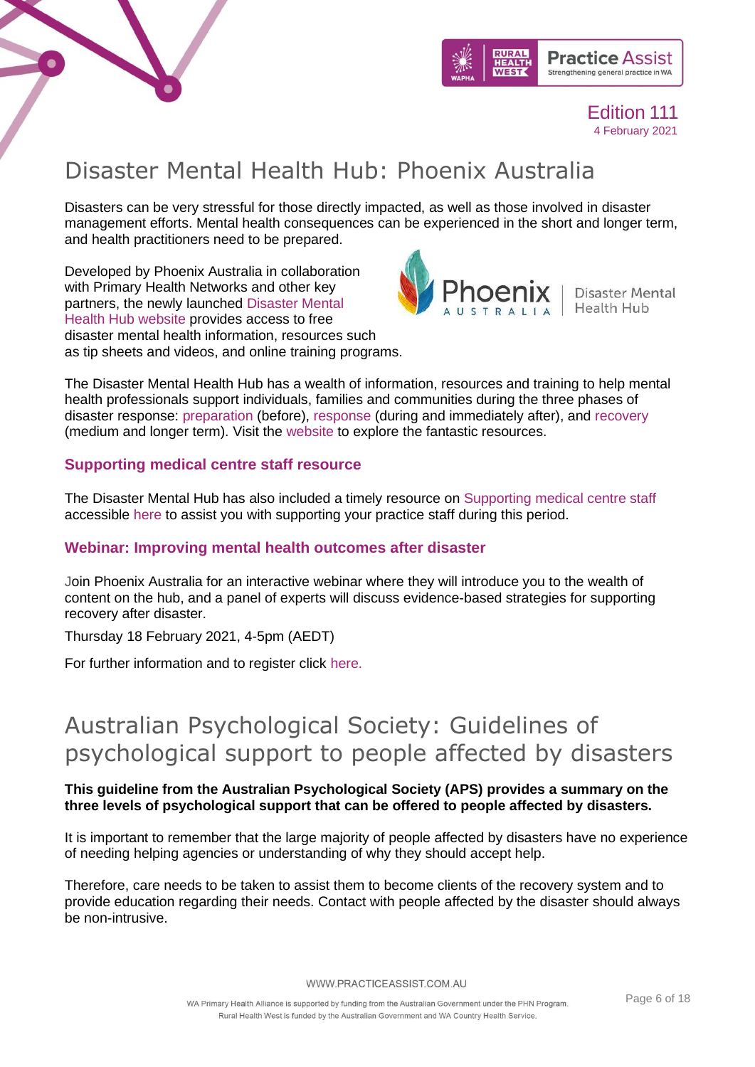# Disaster Mental Health Hub: Phoenix Australia

Disasters can be very stressful for those directly impacted, as well as those involved in disaster management efforts. Mental health consequences can be experienced in the short and longer term, and health practitioners need to be prepared.

Developed by Phoenix Australia in collaboration with Primary Health Networks and other key partners, the newly launched Disaster Mental Health Hub website provides access to free disaster mental health information, resources such as tip sheets and videos, and online training programs.

The Disaster Mental Health Hub has a wealth of information, resources and training to help mental health professionals support individuals, families and communities during the three phases of disaster response: preparation (before), response (during and immediately after), and recovery (medium and longer term). Visit the website to explore the fantastic resources.

### Supporting medical centre staff resource

The Disaster Mental Hub has also included a timely resource on Supporting medical centre staff accessible here to assist you with supporting your practice staff during this period.

### Webinar: Improving mental health outcomes after disaster

Join Phoenix Australia for an interactive webinar where they will introduce you to the wealth of content on the hub, and a panel of experts will discuss evidence-based strategies for supporting recovery after disaster.

Thursday 18 February 2021, 4-5pm (AEDT)

For further information and to register click here.

# Australian Psychological Society: Guidelines of psychological support to people affected by disasters

**This guideline from the Australian Psychological Society (APS) provides a summary on the three levels of psychological support that can be offered to people affected by disasters.**

It is important to remember that the large majority of people affected by disasters have no experience of needing helping agencies or understanding of why they should accept help.

Therefore, care needs to be taken to assist them to become clients of the recovery system and to provide education regarding their needs. Contact with people affected by the disaster should always be non-intrusive.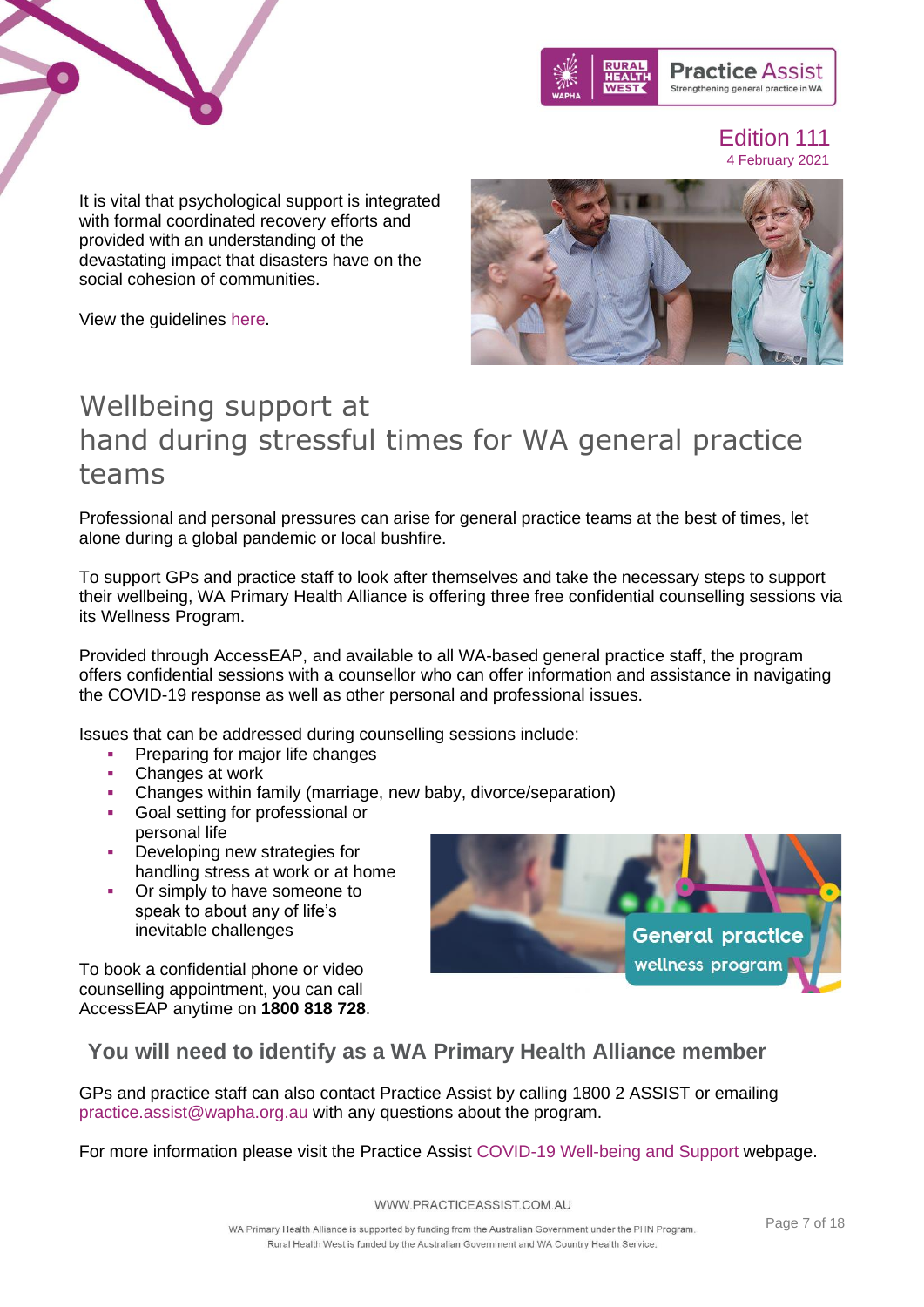It is vital that psychological support is integrated with formal coordinated recovery efforts and provided with an understanding of the devastating impact that disasters have on the social cohesion of communities.

View the guidelines here.

# Wellbeing support at hand during stressful times for WA general practice teams

Professional and personal pressures can arise for general practice teams at the best of times, let alone during a global pandemic or local bushfire.

To support GPs and practice staff to look after themselves and take the necessary steps to support their wellbeing, WA Primary Health Alliance is offering three free confidential counselling sessions via its Wellness Program.

Provided through AccessEAP, and available to all WA-based general practice staff, the program offers confidential sessions with a counsellor who can offer information and assistance in navigating the COVID-19 response as well as other personal and professional issues.

Issues that can be addressed during counselling sessions include:

- Preparing for major life changes
- Changes at work
- Changes within family (marriage, new baby, divorce/separation)
- Goal setting for professional or personal life
- Developing new strategies for handling stress at work or at home
- Or simply to have someone to speak to about any of life's inevitable challenges

To book a confidential phone or video counselling appointment, you can call AccessEAP anytime on **1800 818 728**.

**You will need to identify as a WA Primary Health Alliance member**

GPs and practice staff can also contact Practice Assist by calling 1800 2 ASSIST or emailing practice.assist@wapha.org.au with any questions about the program.

For more information please visit the Practice Assist COVID-19 Well-being and Support webpage.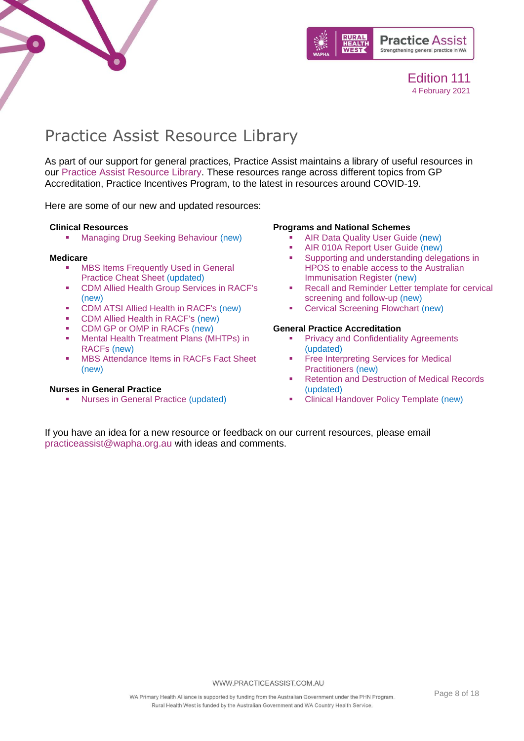# Practice Assist Resource Library

As part of our support for general practices, Practice Assist maintains a library of useful resources in our Practice Assist Resource Library. These resources range across different topics from GP Accreditation, Practice Incentives Program, to the latest in resources around COVID-19.

Here are some of our new and updated resources:

**Clinical Resources**

- Managing Drug Seeking Behaviour (new)

**Medicare**

- MBS Items Frequently Used in General Practice Cheat Sheet (updated)
- CDM Allied Health Group Services in RACF's (new)
- CDM ATSI Allied Health in RACF's (new)
- CDM Allied Health in RACF's (new)
- CDM GP or OMP in RACFs (new)
- Mental Health Treatment Plans (MHTPs) in RACFs (new)
- MBS Attendance Items in RACFs Fact Sheet (new)

**Nurses in General Practice**

- Nurses in General Practice (updated)

**Programs and National Schemes**

- AIR Data Quality User Guide (new)
- AIR 010A Report User Guide (new)
- Supporting and understanding delegations in HPOS to enable access to the Australian Immunisation Register (new)
- Recall and Reminder Letter template for cervical screening and follow-up (new)
- Cervical Screening Flowchart (new)

**General Practice Accreditation**

- Privacy and Confidentiality Agreements (updated)
- Free Interpreting Services for Medical Practitioners (new)
- Retention and Destruction of Medical Records (updated)
- Clinical Handover Policy Template (new)

If you have an idea for a new resource or feedback on our current resources, please email practiceassist@wapha.org.au with ideas and comments.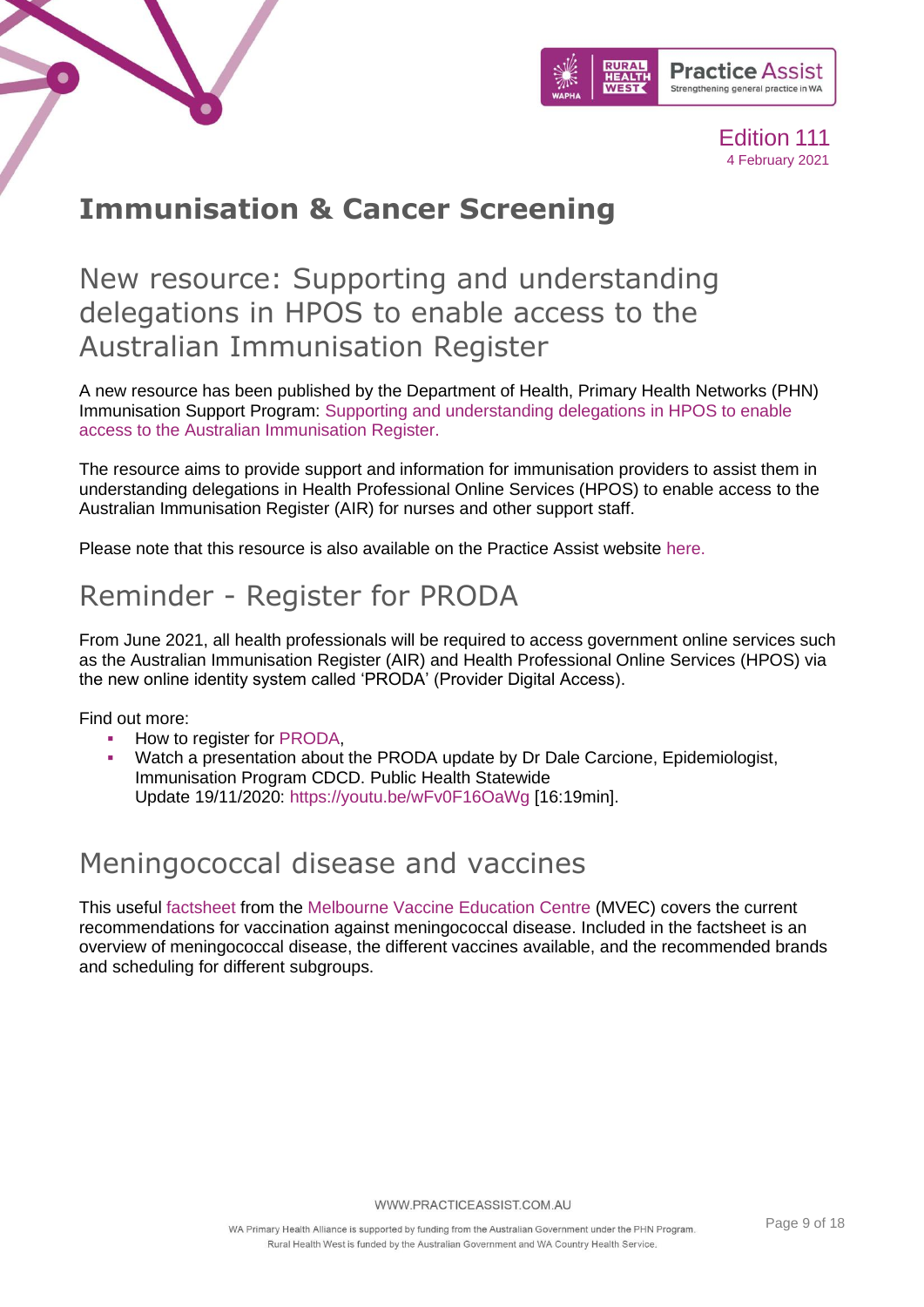# Immunisation & Cancer Screening

## New resource: Supporting and understanding delegations in HPOS to enable access to the Australian Immunisation Register

A new resource has been published by the Department of Health, Primary Health Networks (PHN) Immunisation Support Program: Supporting and understanding delegations in HPOS to enable access to the Australian Immunisation Register.

The resource aims to provide support and information for immunisation providers to assist them in understanding delegations in Health Professional Online Services (HPOS) to enable access to the Australian Immunisation Register (AIR) for nurses and other support staff.

Please note that this resource is also available on the Practice Assist website here.

## Reminder - Register for PRODA

From June 2021, all health professionals will be required to access government online services such as the Australian Immunisation Register (AIR) and Health Professional Online Services (HPOS) via the new online identity system called 'PRODA' (Provider Digital Access).

Find out more:

- How to register for PRODA,
- Watch a presentation about the PRODA update by Dr Dale Carcione, Epidemiologist, Immunisation Program CDCD. Public Health Statewide Update 19/11/2020: https://youtu.be/wFv0F16OaWg [16:19min].

## Meningococcal disease and vaccines

This useful factsheet from the Melbourne Vaccine Education Centre (MVEC) covers the current recommendations for vaccination against meningococcal disease. Included in the factsheet is an overview of meningococcal disease, the different vaccines available, and the recommended brands and scheduling for different subgroups.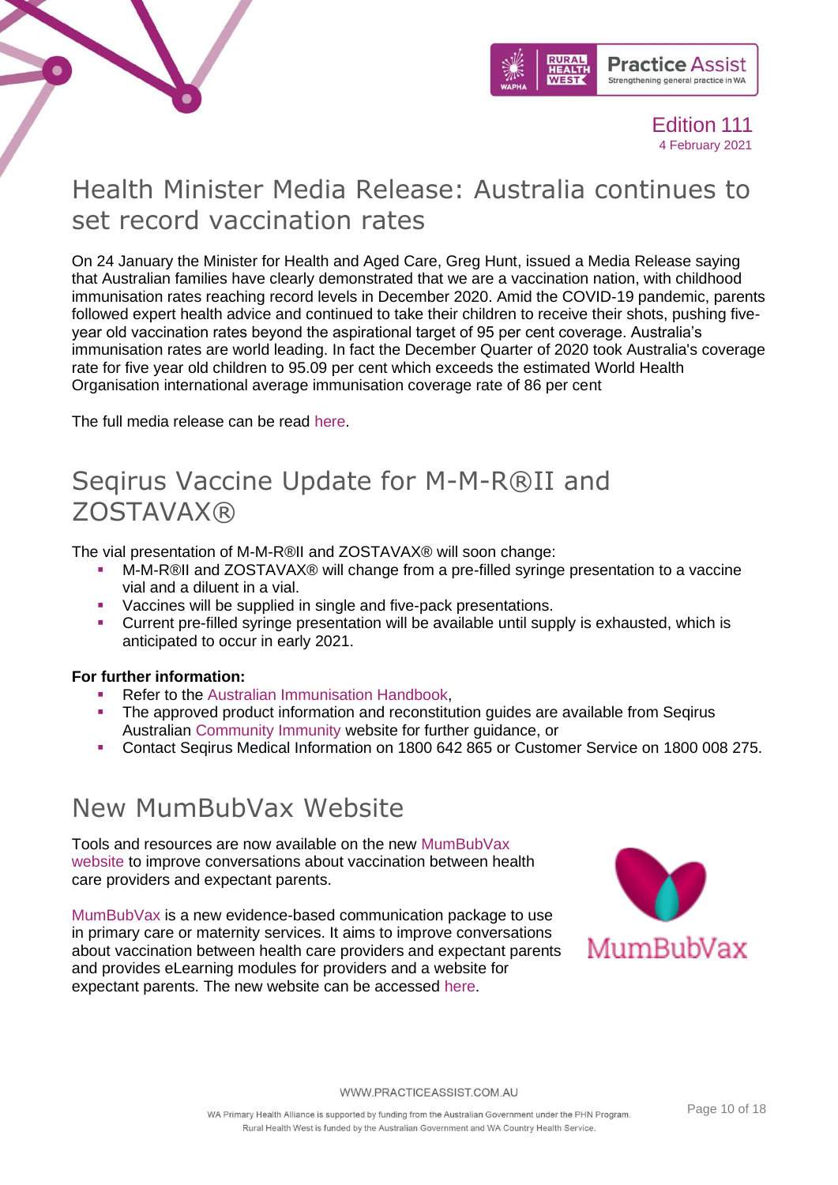# Health Minister Media Release: Australia continues to set record vaccination rates

On 24 January the Minister for Health and Aged Care, Greg Hunt, issued a Media Release saying that Australian families have clearly demonstrated that we are a vaccination nation, with childhood immunisation rates reaching record levels in December 2020. Amid the COVID-19 pandemic, parents followed expert health advice and continued to take their children to receive their shots, pushing five-year old vaccination rates beyond the aspirational target of 95 per cent coverage. Australia's immunisation rates are world leading. In fact the December Quarter of 2020 took Australia's coverage rate for five year old children to 95.09 per cent which exceeds the estimated World Health Organisation international average immunisation coverage rate of 86 per cent

The full media release can be read here.

# Seqirus Vaccine Update for M-M-R®II and ZOSTAVAX®

The vial presentation of M-M-R®II and ZOSTAVAX® will soon change:

- M-M-R®II and ZOSTAVAX® will change from a pre-filled syringe presentation to a vaccine vial and a diluent in a vial.
- Vaccines will be supplied in single and five-pack presentations.
- Current pre-filled syringe presentation will be available until supply is exhausted, which is anticipated to occur in early 2021.

**For further information:**

- Refer to the Australian Immunisation Handbook,
- The approved product information and reconstitution guides are available from Seqirus Australian Community Immunity website for further guidance, or
- Contact Seqirus Medical Information on 1800 642 865 or Customer Service on 1800 008 275.

# New MumBubVax Website

Tools and resources are now available on the new MumBubVax website to improve conversations about vaccination between health care providers and expectant parents.

MumBubVax is a new evidence-based communication package to use in primary care or maternity services. It aims to improve conversations about vaccination between health care providers and expectant parents and provides eLearning modules for providers and a website for expectant parents. The new website can be accessed here.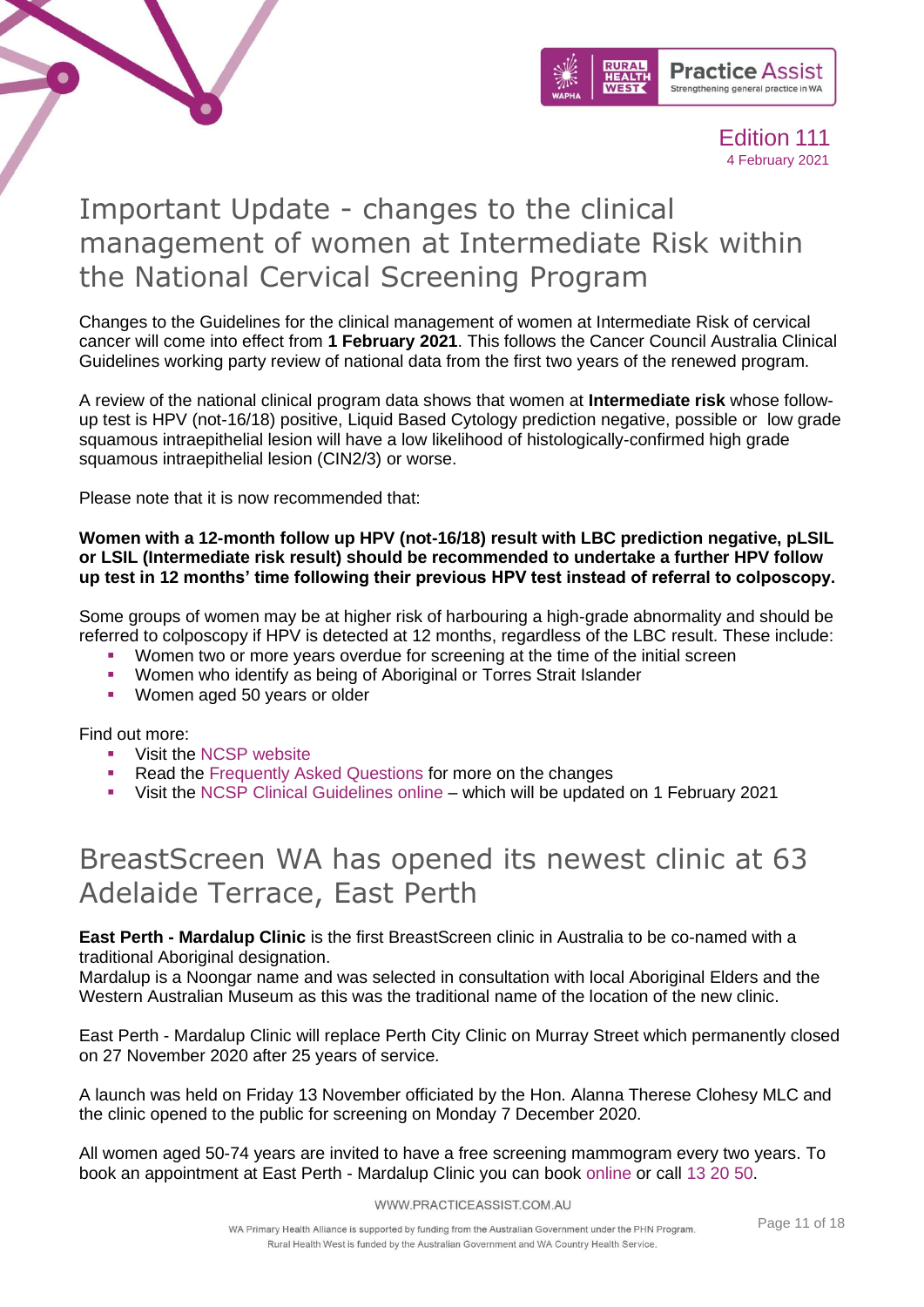# Important Update - changes to the clinical management of women at Intermediate Risk within the National Cervical Screening Program

Changes to the Guidelines for the clinical management of women at Intermediate Risk of cervical cancer will come into effect from **1 February 2021**. This follows the Cancer Council Australia Clinical Guidelines working party review of national data from the first two years of the renewed program.

A review of the national clinical program data shows that women at **Intermediate risk** whose follow-up test is HPV (not-16/18) positive, Liquid Based Cytology prediction negative, possible or low grade squamous intraepithelial lesion will have a low likelihood of histologically-confirmed high grade squamous intraepithelial lesion (CIN2/3) or worse.

Please note that it is now recommended that:

**Women with a 12-month follow up HPV (not-16/18) result with LBC prediction negative, pLSIL or LSIL (Intermediate risk result) should be recommended to undertake a further HPV follow up test in 12 months' time following their previous HPV test instead of referral to colposcopy.**

Some groups of women may be at higher risk of harbouring a high-grade abnormality and should be referred to colposcopy if HPV is detected at 12 months, regardless of the LBC result. These include:

- Women two or more years overdue for screening at the time of the initial screen
- Women who identify as being of Aboriginal or Torres Strait Islander
- Women aged 50 years or older

Find out more:

- Visit the NCSP website
- Read the Frequently Asked Questions for more on the changes
- Visit the NCSP Clinical Guidelines online – which will be updated on 1 February 2021

# BreastScreen WA has opened its newest clinic at 63 Adelaide Terrace, East Perth

**East Perth - Mardalup Clinic** is the first BreastScreen clinic in Australia to be co-named with a traditional Aboriginal designation.
Mardalup is a Noongar name and was selected in consultation with local Aboriginal Elders and the Western Australian Museum as this was the traditional name of the location of the new clinic.

East Perth - Mardalup Clinic will replace Perth City Clinic on Murray Street which permanently closed on 27 November 2020 after 25 years of service.

A launch was held on Friday 13 November officiated by the Hon. Alanna Therese Clohesy MLC and the clinic opened to the public for screening on Monday 7 December 2020.

All women aged 50-74 years are invited to have a free screening mammogram every two years. To book an appointment at East Perth - Mardalup Clinic you can book online or call 13 20 50.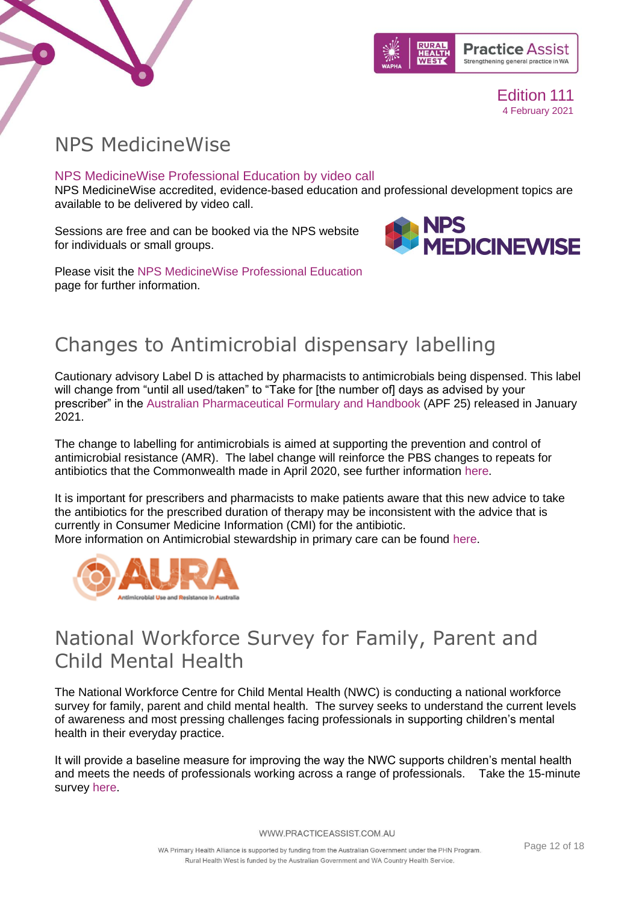# NPS MedicineWise

### NPS MedicineWise Professional Education by video call

NPS MedicineWise accredited, evidence-based education and professional development topics are available to be delivered by video call.

Sessions are free and can be booked via the NPS website for individuals or small groups.

Please visit the NPS MedicineWise Professional Education page for further information.

# Changes to Antimicrobial dispensary labelling

Cautionary advisory Label D is attached by pharmacists to antimicrobials being dispensed. This label will change from "until all used/taken" to "Take for [the number of] days as advised by your prescriber" in the Australian Pharmaceutical Formulary and Handbook (APF 25) released in January 2021.

The change to labelling for antimicrobials is aimed at supporting the prevention and control of antimicrobial resistance (AMR). The label change will reinforce the PBS changes to repeats for antibiotics that the Commonwealth made in April 2020, see further information here.

It is important for prescribers and pharmacists to make patients aware that this new advice to take the antibiotics for the prescribed duration of therapy may be inconsistent with the advice that is currently in Consumer Medicine Information (CMI) for the antibiotic.
More information on Antimicrobial stewardship in primary care can be found here.

# National Workforce Survey for Family, Parent and Child Mental Health

The National Workforce Centre for Child Mental Health (NWC) is conducting a national workforce survey for family, parent and child mental health. The survey seeks to understand the current levels of awareness and most pressing challenges facing professionals in supporting children's mental health in their everyday practice.

It will provide a baseline measure for improving the way the NWC supports children's mental health and meets the needs of professionals working across a range of professionals. Take the 15-minute survey here.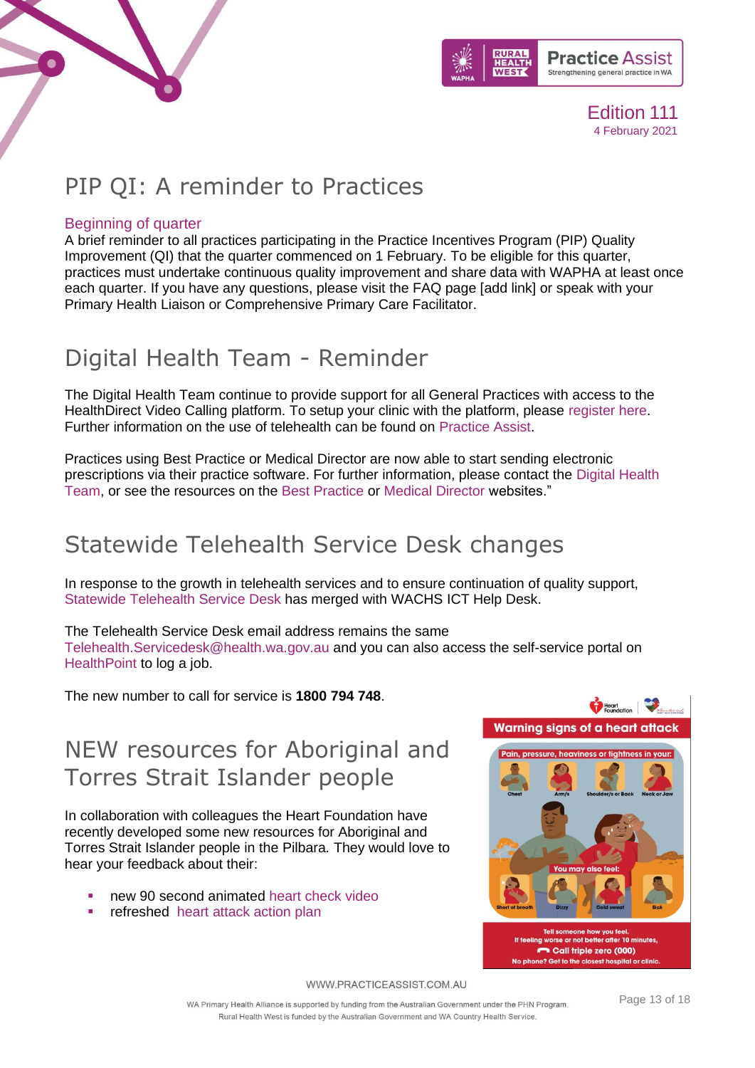# PIP QI: A reminder to Practices

## Beginning of quarter

A brief reminder to all practices participating in the Practice Incentives Program (PIP) Quality Improvement (QI) that the quarter commenced on 1 February. To be eligible for this quarter, practices must undertake continuous quality improvement and share data with WAPHA at least once each quarter. If you have any questions, please visit the FAQ page [add link] or speak with your Primary Health Liaison or Comprehensive Primary Care Facilitator.

# Digital Health Team - Reminder

The Digital Health Team continue to provide support for all General Practices with access to the HealthDirect Video Calling platform. To setup your clinic with the platform, please register here. Further information on the use of telehealth can be found on Practice Assist.

Practices using Best Practice or Medical Director are now able to start sending electronic prescriptions via their practice software. For further information, please contact the Digital Health Team, or see the resources on the Best Practice or Medical Director websites."

# Statewide Telehealth Service Desk changes

In response to the growth in telehealth services and to ensure continuation of quality support, Statewide Telehealth Service Desk has merged with WACHS ICT Help Desk.

The Telehealth Service Desk email address remains the same Telehealth.Servicedesk@health.wa.gov.au and you can also access the self-service portal on HealthPoint to log a job.

The new number to call for service is **1800 794 748**.

# NEW resources for Aboriginal and Torres Strait Islander people

In collaboration with colleagues the Heart Foundation have recently developed some new resources for Aboriginal and Torres Strait Islander people in the Pilbara. They would love to hear your feedback about their:

- new 90 second animated heart check video
- refreshed heart attack action plan

**Warning signs of a heart attack**

Pain, pressure, heaviness or tightness in your: Chest, Arm/s, Shoulder/s or Back, Neck or Jaw

You may also feel: Short of breath, Dizzy, Cold sweat, Sick

Tell someone how you feel.
If feeling worse or not better after 10 minutes,
Call triple zero (000)
No phone? Get to the closest hospital or clinic.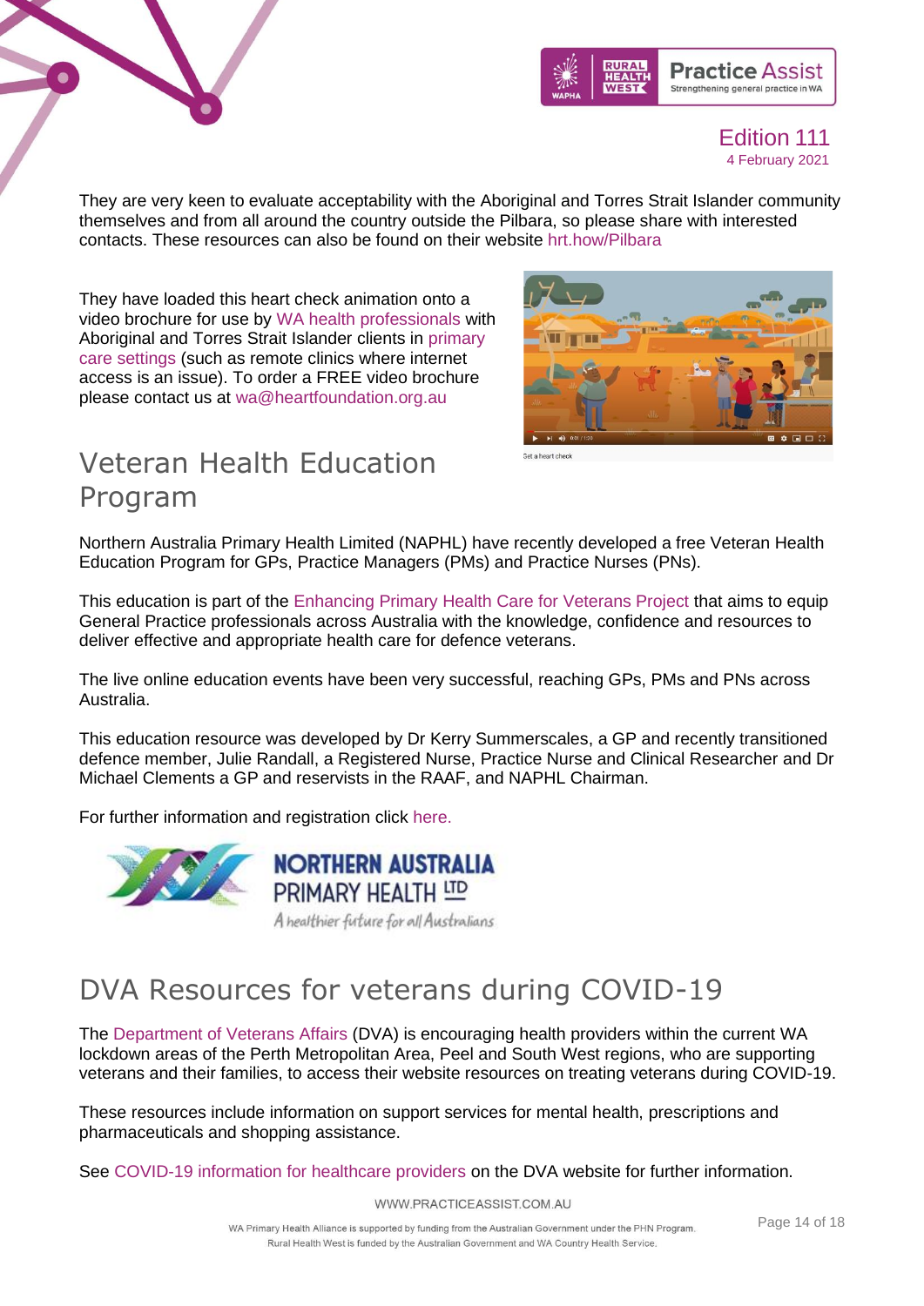They are very keen to evaluate acceptability with the Aboriginal and Torres Strait Islander community themselves and from all around the country outside the Pilbara, so please share with interested contacts. These resources can also be found on their website hrt.how/Pilbara

They have loaded this heart check animation onto a video brochure for use by WA health professionals with Aboriginal and Torres Strait Islander clients in primary care settings (such as remote clinics where internet access is an issue). To order a FREE video brochure please contact us at wa@heartfoundation.org.au

## Veteran Health Education Program

Northern Australia Primary Health Limited (NAPHL) have recently developed a free Veteran Health Education Program for GPs, Practice Managers (PMs) and Practice Nurses (PNs).

This education is part of the Enhancing Primary Health Care for Veterans Project that aims to equip General Practice professionals across Australia with the knowledge, confidence and resources to deliver effective and appropriate health care for defence veterans.

The live online education events have been very successful, reaching GPs, PMs and PNs across Australia.

This education resource was developed by Dr Kerry Summerscales, a GP and recently transitioned defence member, Julie Randall, a Registered Nurse, Practice Nurse and Clinical Researcher and Dr Michael Clements a GP and reservists in the RAAF, and NAPHL Chairman.

For further information and registration click here.

## DVA Resources for veterans during COVID-19

The Department of Veterans Affairs (DVA) is encouraging health providers within the current WA lockdown areas of the Perth Metropolitan Area, Peel and South West regions, who are supporting veterans and their families, to access their website resources on treating veterans during COVID-19.

These resources include information on support services for mental health, prescriptions and pharmaceuticals and shopping assistance.

See COVID-19 information for healthcare providers on the DVA website for further information.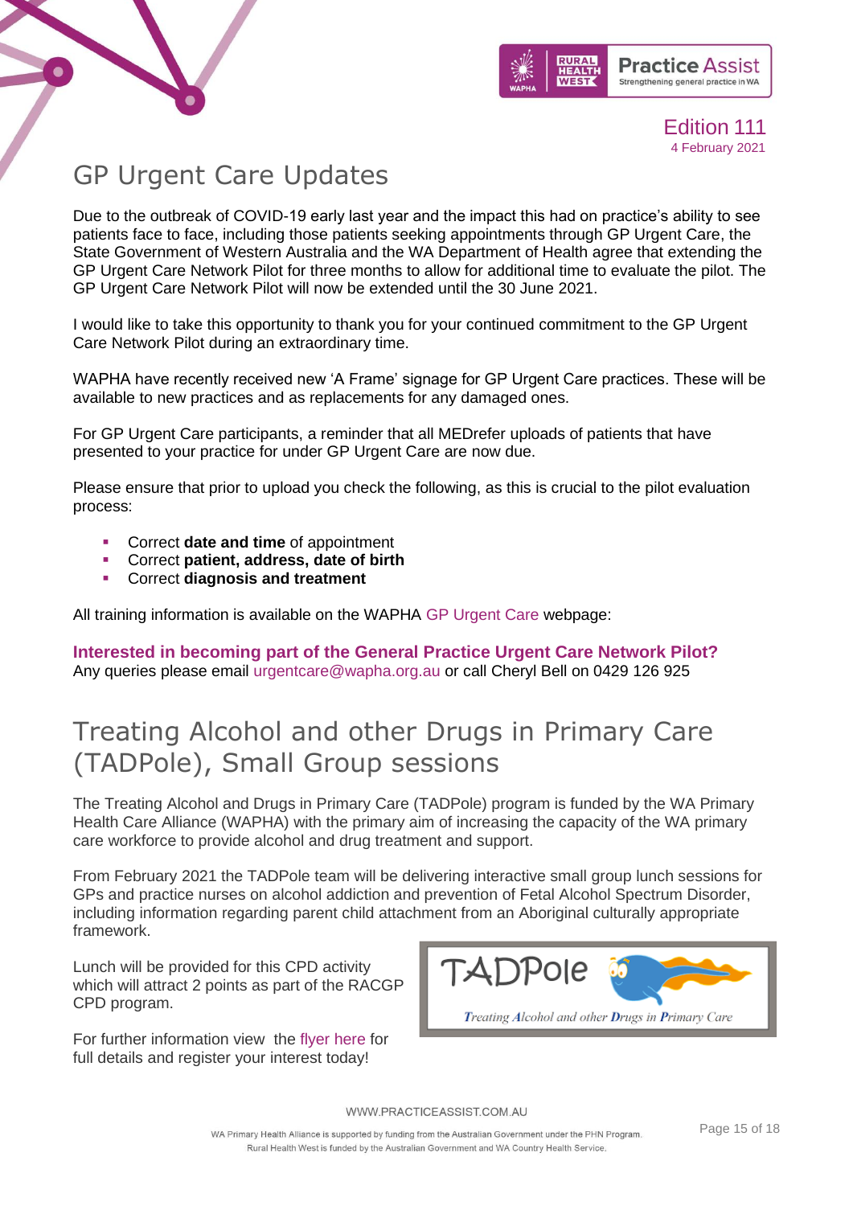# GP Urgent Care Updates

Due to the outbreak of COVID-19 early last year and the impact this had on practice's ability to see patients face to face, including those patients seeking appointments through GP Urgent Care, the State Government of Western Australia and the WA Department of Health agree that extending the GP Urgent Care Network Pilot for three months to allow for additional time to evaluate the pilot. The GP Urgent Care Network Pilot will now be extended until the 30 June 2021.

I would like to take this opportunity to thank you for your continued commitment to the GP Urgent Care Network Pilot during an extraordinary time.

WAPHA have recently received new 'A Frame' signage for GP Urgent Care practices. These will be available to new practices and as replacements for any damaged ones.

For GP Urgent Care participants, a reminder that all MEDrefer uploads of patients that have presented to your practice for under GP Urgent Care are now due.

Please ensure that prior to upload you check the following, as this is crucial to the pilot evaluation process:

- Correct **date and time** of appointment
- Correct **patient, address, date of birth**
- Correct **diagnosis and treatment**

All training information is available on the WAPHA GP Urgent Care webpage:

**Interested in becoming part of the General Practice Urgent Care Network Pilot?**
Any queries please email urgentcare@wapha.org.au or call Cheryl Bell on 0429 126 925

# Treating Alcohol and other Drugs in Primary Care (TADPole), Small Group sessions

The Treating Alcohol and Drugs in Primary Care (TADPole) program is funded by the WA Primary Health Care Alliance (WAPHA) with the primary aim of increasing the capacity of the WA primary care workforce to provide alcohol and drug treatment and support.

From February 2021 the TADPole team will be delivering interactive small group lunch sessions for GPs and practice nurses on alcohol addiction and prevention of Fetal Alcohol Spectrum Disorder, including information regarding parent child attachment from an Aboriginal culturally appropriate framework.

Lunch will be provided for this CPD activity which will attract 2 points as part of the RACGP CPD program.

For further information view the flyer here for full details and register your interest today!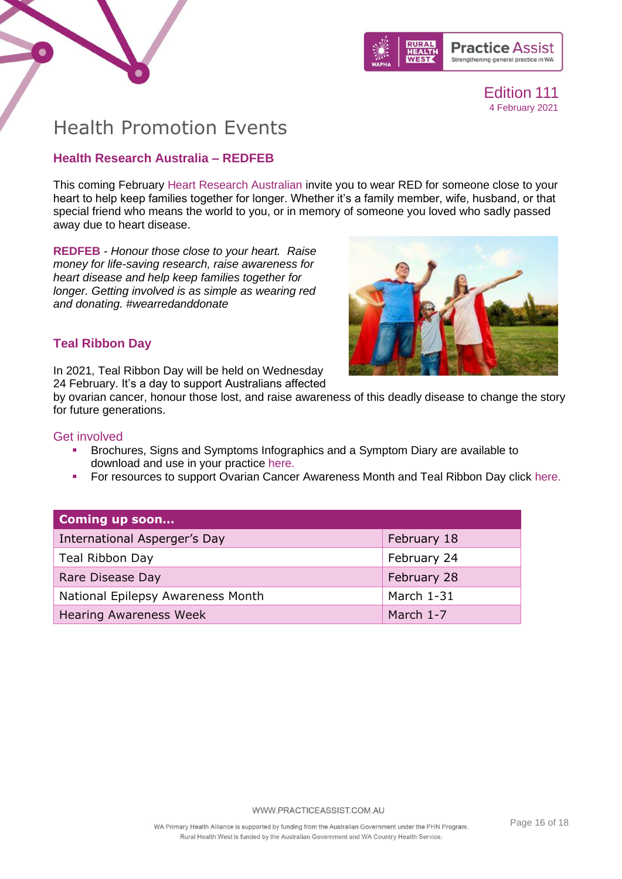# Health Promotion Events

### Health Research Australia – REDFEB

This coming February Heart Research Australian invite you to wear RED for someone close to your heart to help keep families together for longer. Whether it's a family member, wife, husband, or that special friend who means the world to you, or in memory of someone you loved who sadly passed away due to heart disease.

**REDFEB** - *Honour those close to your heart. Raise money for life-saving research, raise awareness for heart disease and help keep families together for longer. Getting involved is as simple as wearing red and donating. #wearredanddonate*

### Teal Ribbon Day

In 2021, Teal Ribbon Day will be held on Wednesday 24 February. It's a day to support Australians affected by ovarian cancer, honour those lost, and raise awareness of this deadly disease to change the story for future generations.

#### Get involved

- Brochures, Signs and Symptoms Infographics and a Symptom Diary are available to download and use in your practice here.
- For resources to support Ovarian Cancer Awareness Month and Teal Ribbon Day click here.

| **Coming up soon…** | |
|---|---|
| International Asperger's Day | February 18 |
| Teal Ribbon Day | February 24 |
| Rare Disease Day | February 28 |
| National Epilepsy Awareness Month | March 1-31 |
| Hearing Awareness Week | March 1-7 |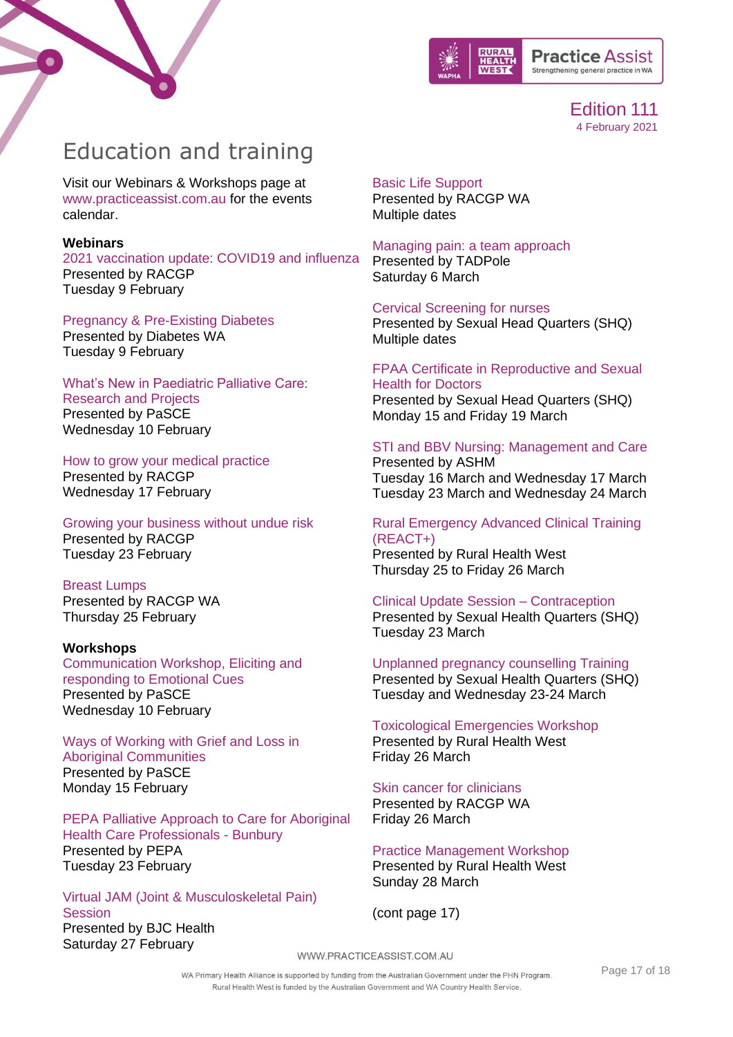Edition 111
4 February 2021

# Education and training

Visit our Webinars & Workshops page at www.practiceassist.com.au for the events calendar.

**Webinars**

2021 vaccination update: COVID19 and influenza
Presented by RACGP
Tuesday 9 February

Pregnancy & Pre-Existing Diabetes
Presented by Diabetes WA
Tuesday 9 February

What's New in Paediatric Palliative Care: Research and Projects
Presented by PaSCE
Wednesday 10 February

How to grow your medical practice
Presented by RACGP
Wednesday 17 February

Growing your business without undue risk
Presented by RACGP
Tuesday 23 February

Breast Lumps
Presented by RACGP WA
Thursday 25 February

**Workshops**

Communication Workshop, Eliciting and responding to Emotional Cues
Presented by PaSCE
Wednesday 10 February

Ways of Working with Grief and Loss in Aboriginal Communities
Presented by PaSCE
Monday 15 February

PEPA Palliative Approach to Care for Aboriginal Health Care Professionals - Bunbury
Presented by PEPA
Tuesday 23 February

Virtual JAM (Joint & Musculoskeletal Pain) Session
Presented by BJC Health
Saturday 27 February

Basic Life Support
Presented by RACGP WA
Multiple dates

Managing pain: a team approach
Presented by TADPole
Saturday 6 March

Cervical Screening for nurses
Presented by Sexual Head Quarters (SHQ)
Multiple dates

FPAA Certificate in Reproductive and Sexual Health for Doctors
Presented by Sexual Head Quarters (SHQ)
Monday 15 and Friday 19 March

STI and BBV Nursing: Management and Care
Presented by ASHM
Tuesday 16 March and Wednesday 17 March
Tuesday 23 March and Wednesday 24 March

Rural Emergency Advanced Clinical Training (REACT+)
Presented by Rural Health West
Thursday 25 to Friday 26 March

Clinical Update Session – Contraception
Presented by Sexual Health Quarters (SHQ)
Tuesday 23 March

Unplanned pregnancy counselling Training
Presented by Sexual Health Quarters (SHQ)
Tuesday and Wednesday 23-24 March

Toxicological Emergencies Workshop
Presented by Rural Health West
Friday 26 March

Skin cancer for clinicians
Presented by RACGP WA
Friday 26 March

Practice Management Workshop
Presented by Rural Health West
Sunday 28 March

(cont page 17)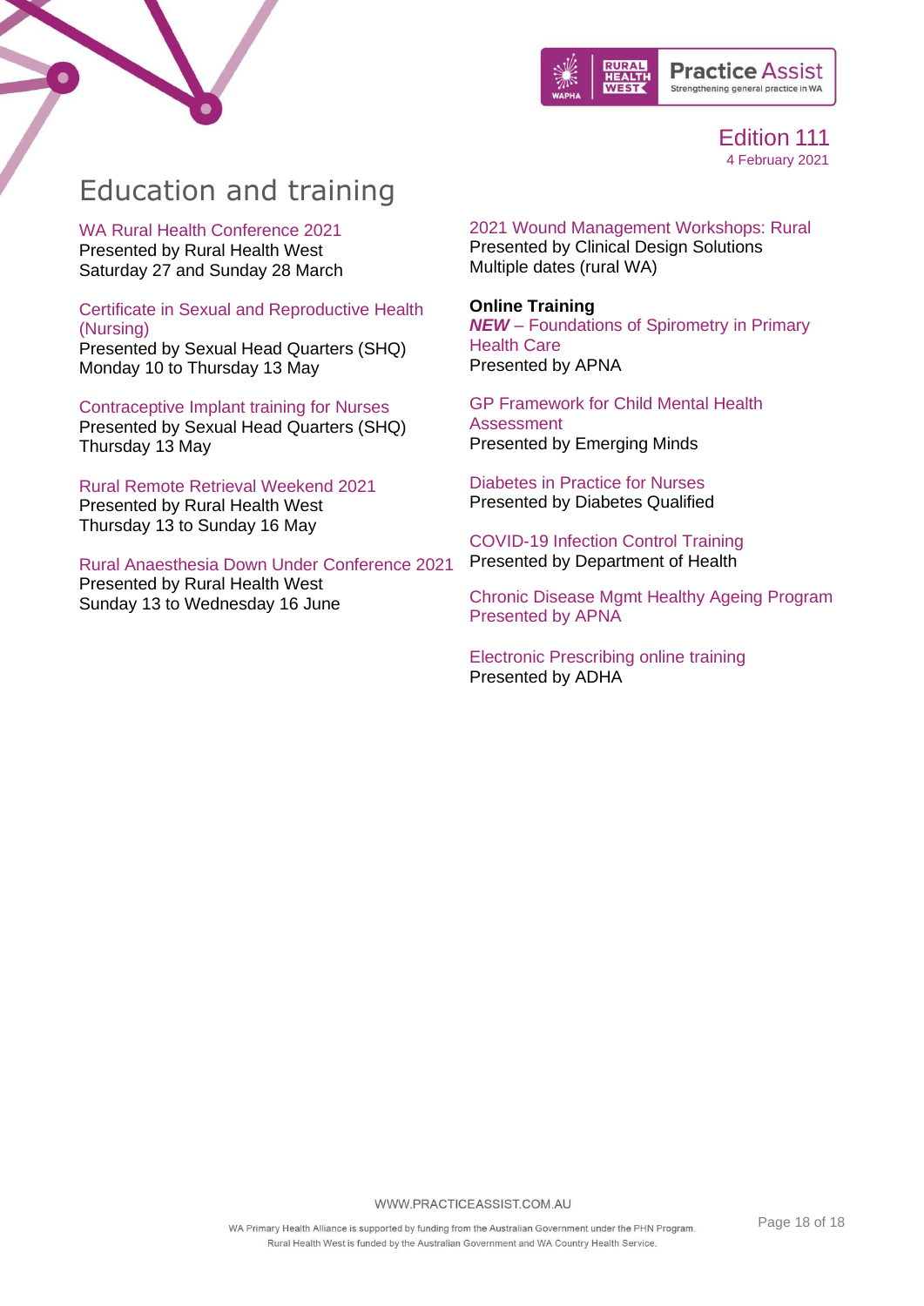Edition 111
4 February 2021

# Education and training

WA Rural Health Conference 2021
Presented by Rural Health West
Saturday 27 and Sunday 28 March

Certificate in Sexual and Reproductive Health (Nursing)
Presented by Sexual Head Quarters (SHQ)
Monday 10 to Thursday 13 May

Contraceptive Implant training for Nurses
Presented by Sexual Head Quarters (SHQ)
Thursday 13 May

Rural Remote Retrieval Weekend 2021
Presented by Rural Health West
Thursday 13 to Sunday 16 May

Rural Anaesthesia Down Under Conference 2021
Presented by Rural Health West
Sunday 13 to Wednesday 16 June

2021 Wound Management Workshops: Rural
Presented by Clinical Design Solutions
Multiple dates (rural WA)

**Online Training**

***NEW*** – Foundations of Spirometry in Primary Health Care
Presented by APNA

GP Framework for Child Mental Health Assessment
Presented by Emerging Minds

Diabetes in Practice for Nurses
Presented by Diabetes Qualified

COVID-19 Infection Control Training
Presented by Department of Health

Chronic Disease Mgmt Healthy Ageing Program
Presented by APNA

Electronic Prescribing online training
Presented by ADHA

WWW.PRACTICEASSIST.COM.AU

WA Primary Health Alliance is supported by funding from the Australian Government under the PHN Program.
Rural Health West is funded by the Australian Government and WA Country Health Service.